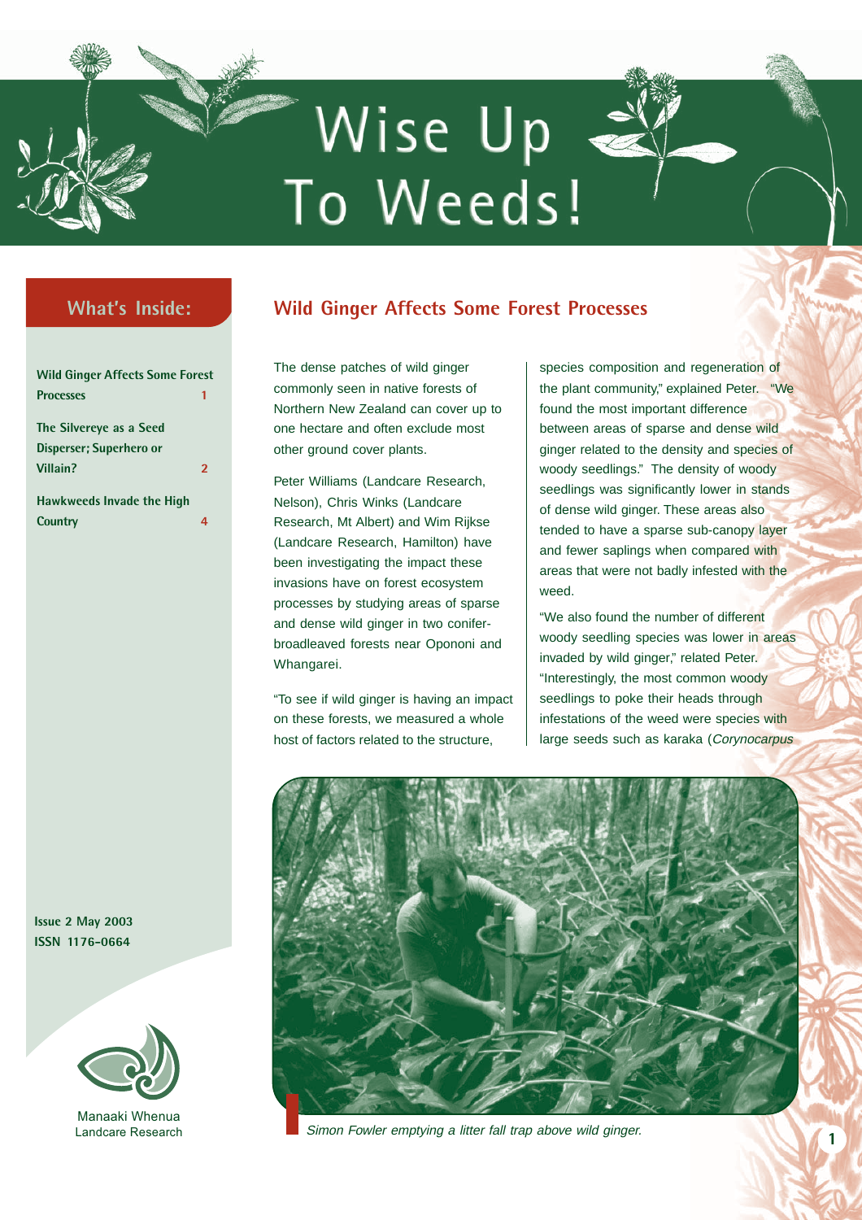# Wise Up To Weeds!

## What's Inside:

- **Wild Ginger Affects Some Forest Processes** 1
- **The Silvereye as a Seed Disperser; Superhero or Villain?** 2
- **Hawkweeds Invade the High Country** 4

**Issue 2 May 2003**
**ISSN 1176-0664**

Manaaki Whenua
Landcare Research

## Wild Ginger Affects Some Forest Processes

The dense patches of wild ginger commonly seen in native forests of Northern New Zealand can cover up to one hectare and often exclude most other ground cover plants.

Peter Williams (Landcare Research, Nelson), Chris Winks (Landcare Research, Mt Albert) and Wim Rijkse (Landcare Research, Hamilton) have been investigating the impact these invasions have on forest ecosystem processes by studying areas of sparse and dense wild ginger in two conifer-broadleaved forests near Opononi and Whangarei.

"To see if wild ginger is having an impact on these forests, we measured a whole host of factors related to the structure, species composition and regeneration of the plant community," explained Peter. "We found the most important difference between areas of sparse and dense wild ginger related to the density and species of woody seedlings." The density of woody seedlings was significantly lower in stands of dense wild ginger. These areas also tended to have a sparse sub-canopy layer and fewer saplings when compared with areas that were not badly infested with the weed.

"We also found the number of different woody seedling species was lower in areas invaded by wild ginger," related Peter. "Interestingly, the most common woody seedlings to poke their heads through infestations of the weed were species with large seeds such as karaka (*Corynocarpus*

*Simon Fowler emptying a litter fall trap above wild ginger.*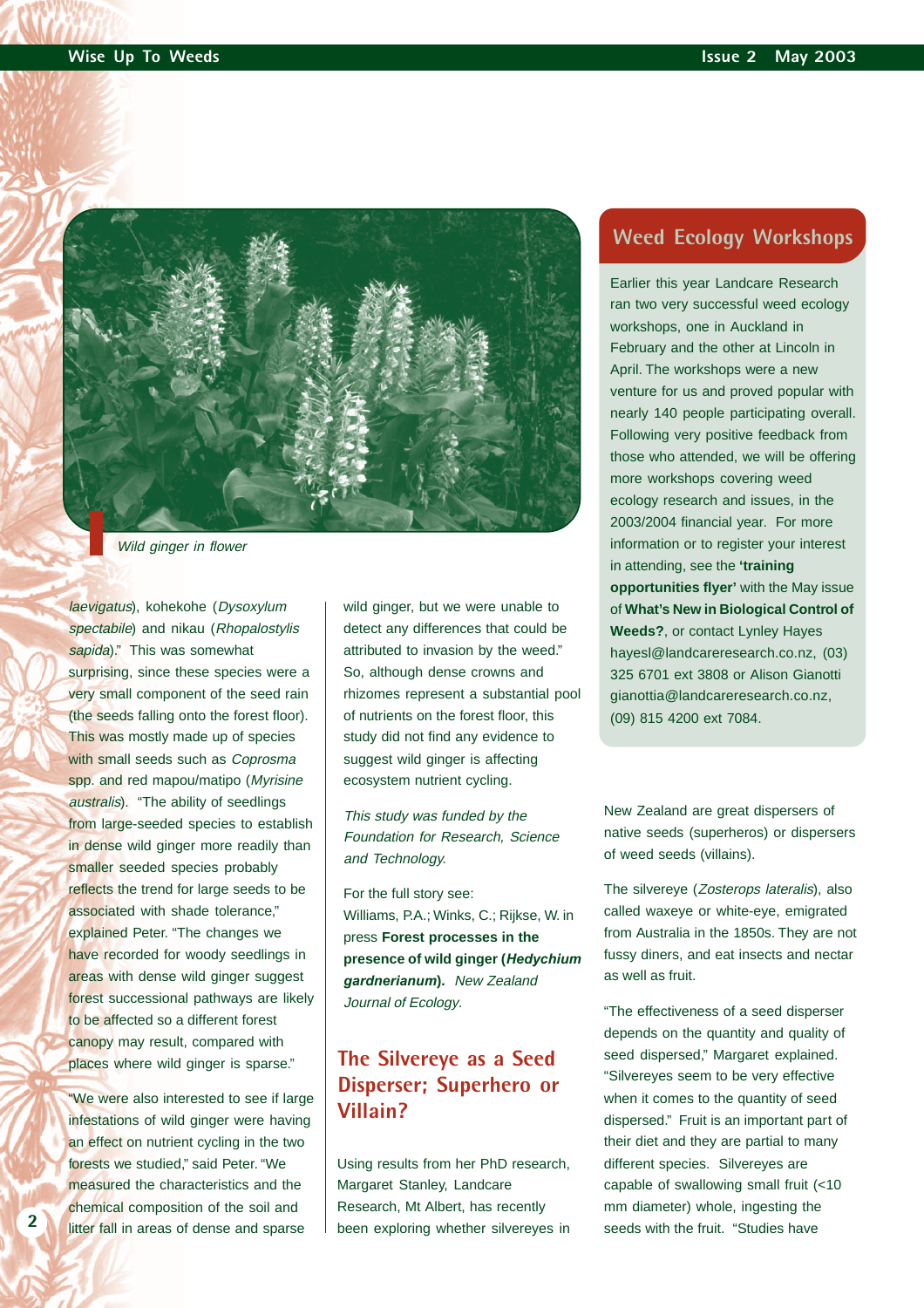Wild ginger in flower

*laevigatus*), kohekohe (*Dysoxylum spectabile*) and nikau (*Rhopalostylis sapida*)." This was somewhat surprising, since these species were a very small component of the seed rain (the seeds falling onto the forest floor). This was mostly made up of species with small seeds such as *Coprosma* spp. and red mapou/matipo (*Myrisine australis*). "The ability of seedlings from large-seeded species to establish in dense wild ginger more readily than smaller seeded species probably reflects the trend for large seeds to be associated with shade tolerance," explained Peter. "The changes we have recorded for woody seedlings in areas with dense wild ginger suggest forest successional pathways are likely to be affected so a different forest canopy may result, compared with places where wild ginger is sparse."

"We were also interested to see if large infestations of wild ginger were having an effect on nutrient cycling in the two forests we studied," said Peter. "We measured the characteristics and the chemical composition of the soil and litter fall in areas of dense and sparse wild ginger, but we were unable to detect any differences that could be attributed to invasion by the weed." So, although dense crowns and rhizomes represent a substantial pool of nutrients on the forest floor, this study did not find any evidence to suggest wild ginger is affecting ecosystem nutrient cycling.

*This study was funded by the Foundation for Research, Science and Technology.*

For the full story see:
Williams, P.A.; Winks, C.; Rijkse, W. in press **Forest processes in the presence of wild ginger (*Hedychium gardnerianum*).** *New Zealand Journal of Ecology.*

## The Silvereye as a Seed Disperser; Superhero or Villain?

Using results from her PhD research, Margaret Stanley, Landcare Research, Mt Albert, has recently been exploring whether silvereyes in New Zealand are great dispersers of native seeds (superheros) or dispersers of weed seeds (villains).

The silvereye (*Zosterops lateralis*), also called waxeye or white-eye, emigrated from Australia in the 1850s. They are not fussy diners, and eat insects and nectar as well as fruit.

"The effectiveness of a seed disperser depends on the quantity and quality of seed dispersed," Margaret explained. "Silvereyes seem to be very effective when it comes to the quantity of seed dispersed." Fruit is an important part of their diet and they are partial to many different species. Silvereyes are capable of swallowing small fruit (<10 mm diameter) whole, ingesting the seeds with the fruit. "Studies have

## Weed Ecology Workshops

Earlier this year Landcare Research ran two very successful weed ecology workshops, one in Auckland in February and the other at Lincoln in April. The workshops were a new venture for us and proved popular with nearly 140 people participating overall. Following very positive feedback from those who attended, we will be offering more workshops covering weed ecology research and issues, in the 2003/2004 financial year. For more information or to register your interest in attending, see the **'training opportunities flyer'** with the May issue of **What's New in Biological Control of Weeds?**, or contact Lynley Hayes hayesl@landcareresearch.co.nz, (03) 325 6701 ext 3808 or Alison Gianotti gianottia@landcareresearch.co.nz, (09) 815 4200 ext 7084.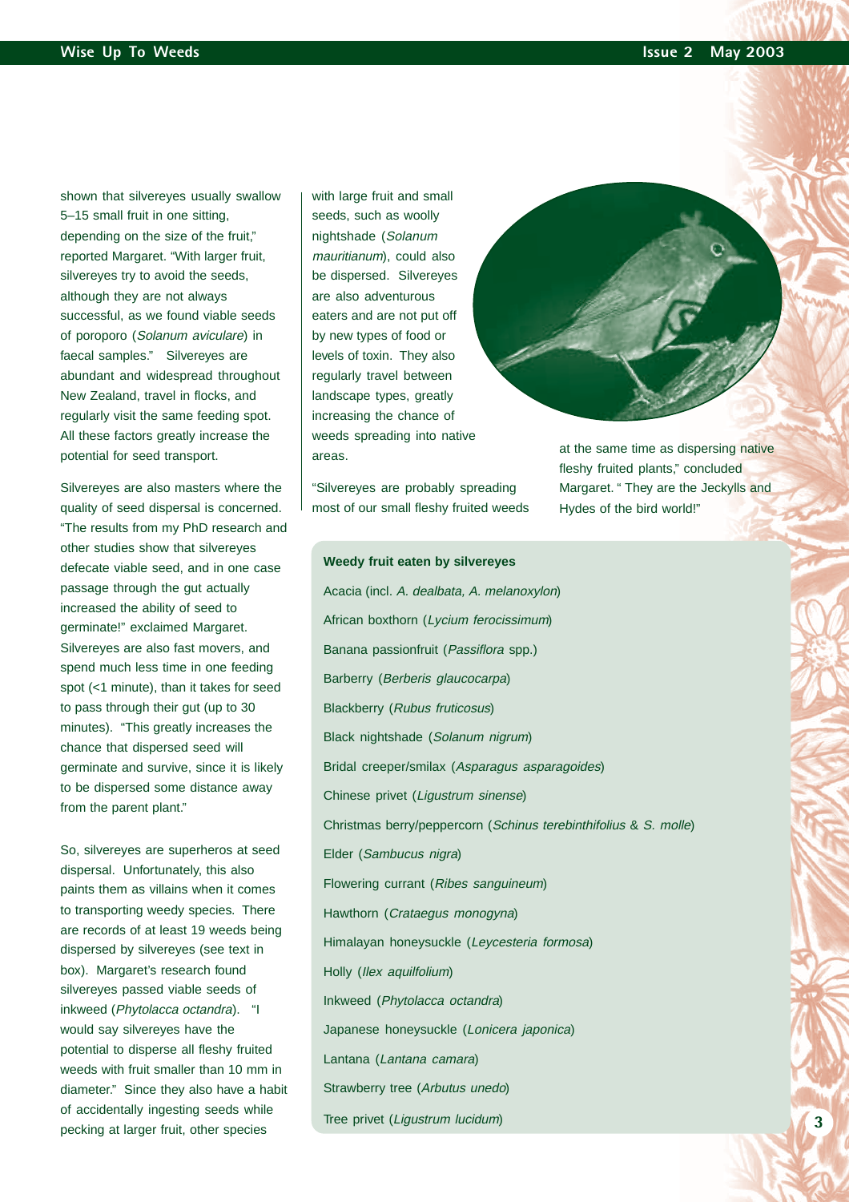shown that silvereyes usually swallow 5–15 small fruit in one sitting, depending on the size of the fruit," reported Margaret. "With larger fruit, silvereyes try to avoid the seeds, although they are not always successful, as we found viable seeds of poroporo (*Solanum aviculare*) in faecal samples." Silvereyes are abundant and widespread throughout New Zealand, travel in flocks, and regularly visit the same feeding spot. All these factors greatly increase the potential for seed transport.

Silvereyes are also masters where the quality of seed dispersal is concerned. "The results from my PhD research and other studies show that silvereyes defecate viable seed, and in one case passage through the gut actually increased the ability of seed to germinate!" exclaimed Margaret. Silvereyes are also fast movers, and spend much less time in one feeding spot (<1 minute), than it takes for seed to pass through their gut (up to 30 minutes). "This greatly increases the chance that dispersed seed will germinate and survive, since it is likely to be dispersed some distance away from the parent plant."

So, silvereyes are superheros at seed dispersal. Unfortunately, this also paints them as villains when it comes to transporting weedy species. There are records of at least 19 weeds being dispersed by silvereyes (see text in box). Margaret's research found silvereyes passed viable seeds of inkweed (*Phytolacca octandra*). "I would say silvereyes have the potential to disperse all fleshy fruited weeds with fruit smaller than 10 mm in diameter." Since they also have a habit of accidentally ingesting seeds while pecking at larger fruit, other species with large fruit and small seeds, such as woolly nightshade (*Solanum mauritianum*), could also be dispersed. Silvereyes are also adventurous eaters and are not put off by new types of food or levels of toxin. They also regularly travel between landscape types, greatly increasing the chance of weeds spreading into native areas.

"Silvereyes are probably spreading most of our small fleshy fruited weeds at the same time as dispersing native fleshy fruited plants," concluded Margaret. " They are the Jeckylls and Hydes of the bird world!"

**Weedy fruit eaten by silvereyes**

- Acacia (incl. *A. dealbata, A. melanoxylon*)
- African boxthorn (*Lycium ferocissimum*)
- Banana passionfruit (*Passiflora* spp.)
- Barberry (*Berberis glaucocarpa*)
- Blackberry (*Rubus fruticosus*)
- Black nightshade (*Solanum nigrum*)
- Bridal creeper/smilax (*Asparagus asparagoides*)
- Chinese privet (*Ligustrum sinense*)
- Christmas berry/peppercorn (*Schinus terebinthifolius* & *S. molle*)
- Elder (*Sambucus nigra*)
- Flowering currant (*Ribes sanguineum*)
- Hawthorn (*Crataegus monogyna*)
- Himalayan honeysuckle (*Leycesteria formosa*)
- Holly (*Ilex aquilfolium*)
- Inkweed (*Phytolacca octandra*)
- Japanese honeysuckle (*Lonicera japonica*)
- Lantana (*Lantana camara*)
- Strawberry tree (*Arbutus unedo*)
- Tree privet (*Ligustrum lucidum*)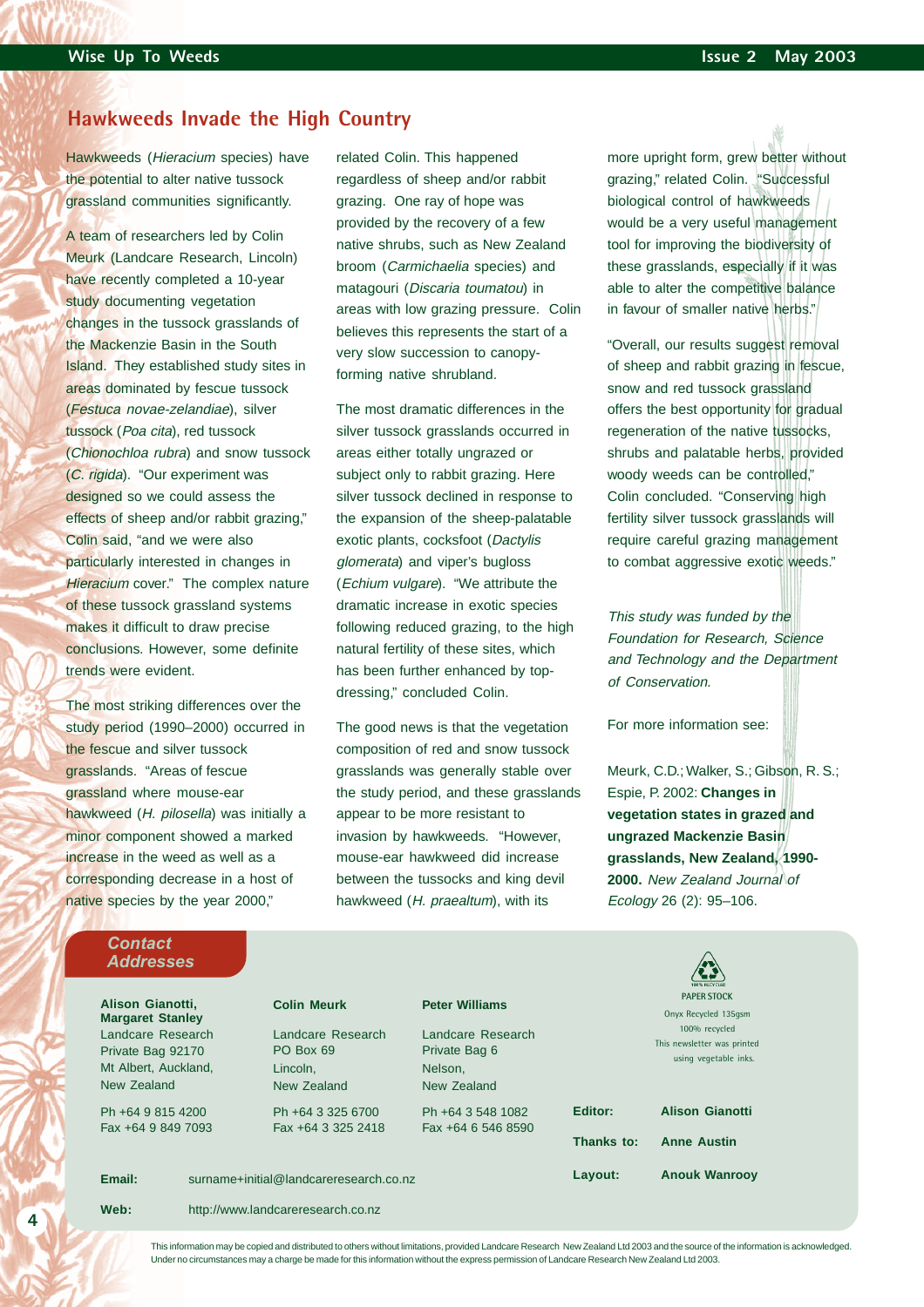## Hawkweeds Invade the High Country

Hawkweeds (*Hieracium* species) have the potential to alter native tussock grassland communities significantly.

A team of researchers led by Colin Meurk (Landcare Research, Lincoln) have recently completed a 10-year study documenting vegetation changes in the tussock grasslands of the Mackenzie Basin in the South Island. They established study sites in areas dominated by fescue tussock (*Festuca novae-zelandiae*), silver tussock (*Poa cita*), red tussock (*Chionochloa rubra*) and snow tussock (*C. rigida*). "Our experiment was designed so we could assess the effects of sheep and/or rabbit grazing," Colin said, "and we were also particularly interested in changes in *Hieracium* cover." The complex nature of these tussock grassland systems makes it difficult to draw precise conclusions. However, some definite trends were evident.

The most striking differences over the study period (1990–2000) occurred in the fescue and silver tussock grasslands. "Areas of fescue grassland where mouse-ear hawkweed (*H. pilosella*) was initially a minor component showed a marked increase in the weed as well as a corresponding decrease in a host of native species by the year 2000," related Colin. This happened regardless of sheep and/or rabbit grazing. One ray of hope was provided by the recovery of a few native shrubs, such as New Zealand broom (*Carmichaelia* species) and matagouri (*Discaria toumatou*) in areas with low grazing pressure. Colin believes this represents the start of a very slow succession to canopy-forming native shrubland.

The most dramatic differences in the silver tussock grasslands occurred in areas either totally ungrazed or subject only to rabbit grazing. Here silver tussock declined in response to the expansion of the sheep-palatable exotic plants, cocksfoot (*Dactylis glomerata*) and viper's bugloss (*Echium vulgare*). "We attribute the dramatic increase in exotic species following reduced grazing, to the high natural fertility of these sites, which has been further enhanced by top-dressing," concluded Colin.

The good news is that the vegetation composition of red and snow tussock grasslands was generally stable over the study period, and these grasslands appear to be more resistant to invasion by hawkweeds. "However, mouse-ear hawkweed did increase between the tussocks and king devil hawkweed (*H. praealtum*), with its more upright form, grew better without grazing," related Colin. "Successful biological control of hawkweeds would be a very useful management tool for improving the biodiversity of these grasslands, especially if it was able to alter the competitive balance in favour of smaller native herbs."

"Overall, our results suggest removal of sheep and rabbit grazing in fescue, snow and red tussock grassland offers the best opportunity for gradual regeneration of the native tussocks, shrubs and palatable herbs, provided woody weeds can be controlled," Colin concluded. "Conserving high fertility silver tussock grasslands will require careful grazing management to combat aggressive exotic weeds."

*This study was funded by the Foundation for Research, Science and Technology and the Department of Conservation.*

For more information see:

Meurk, C.D.; Walker, S.; Gibson, R. S.; Espie, P. 2002: **Changes in vegetation states in grazed and ungrazed Mackenzie Basin grasslands, New Zealand, 1990-2000.** *New Zealand Journal of Ecology* 26 (2): 95–106.

### Contact Addresses

**Alison Gianotti, Margaret Stanley**
Landcare Research
Private Bag 92170
Mt Albert, Auckland,
New Zealand
Ph +64 9 815 4200
Fax +64 9 849 7093

**Colin Meurk**
Landcare Research
PO Box 69
Lincoln,
New Zealand
Ph +64 3 325 6700
Fax +64 3 325 2418

**Peter Williams**
Landcare Research
Private Bag 6
Nelson,
New Zealand
Ph +64 3 548 1082
Fax +64 6 546 8590

**Email:** surname+initial@landcareresearch.co.nz

**Web:** http://www.landcareresearch.co.nz

PAPER STOCK
Onyx Recycled 135gsm
100% recycled
This newsletter was printed using vegetable inks.

**Editor:** **Alison Gianotti**

**Thanks to:** **Anne Austin**

**Layout:** **Anouk Wanrooy**

This information may be copied and distributed to others without limitations, provided Landcare Research New Zealand Ltd 2003 and the source of the information is acknowledged. Under no circumstances may a charge be made for this information without the express permission of Landcare Research New Zealand Ltd 2003.